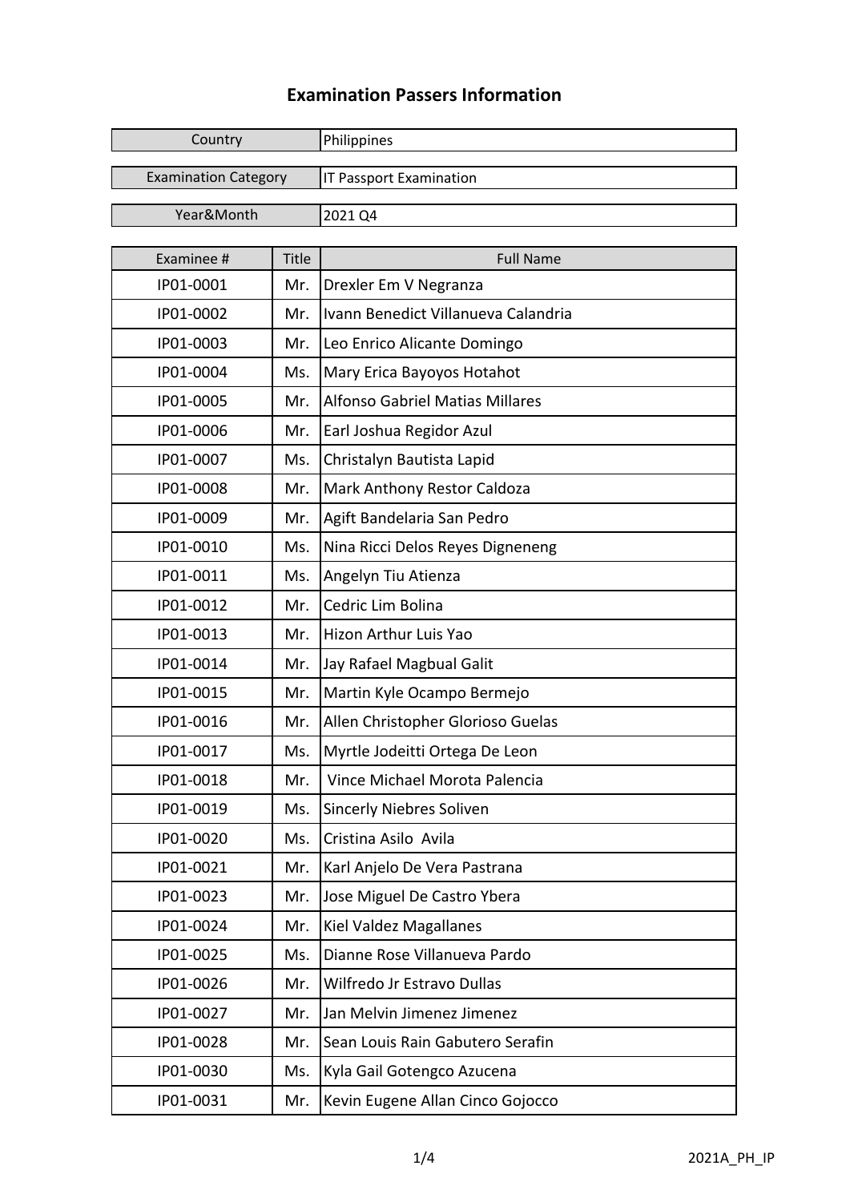# Examination Passers Information

| Country | Philippines |
|---|---|
| Examination Category | IT Passport Examination |
| Year&Month | 2021 Q4 |

| Examinee # | Title | Full Name |
|---|---|---|
| IP01-0001 | Mr. | Drexler Em V Negranza |
| IP01-0002 | Mr. | Ivann Benedict Villanueva Calandria |
| IP01-0003 | Mr. | Leo Enrico Alicante Domingo |
| IP01-0004 | Ms. | Mary Erica Bayoyos Hotahot |
| IP01-0005 | Mr. | Alfonso Gabriel Matias Millares |
| IP01-0006 | Mr. | Earl Joshua Regidor Azul |
| IP01-0007 | Ms. | Christalyn Bautista Lapid |
| IP01-0008 | Mr. | Mark Anthony Restor Caldoza |
| IP01-0009 | Mr. | Agift Bandelaria San Pedro |
| IP01-0010 | Ms. | Nina Ricci Delos Reyes Digneneng |
| IP01-0011 | Ms. | Angelyn Tiu Atienza |
| IP01-0012 | Mr. | Cedric Lim Bolina |
| IP01-0013 | Mr. | Hizon Arthur Luis Yao |
| IP01-0014 | Mr. | Jay Rafael Magbual Galit |
| IP01-0015 | Mr. | Martin Kyle Ocampo Bermejo |
| IP01-0016 | Mr. | Allen Christopher Glorioso Guelas |
| IP01-0017 | Ms. | Myrtle Jodeitti Ortega De Leon |
| IP01-0018 | Mr. | Vince Michael Morota Palencia |
| IP01-0019 | Ms. | Sincerly Niebres Soliven |
| IP01-0020 | Ms. | Cristina Asilo Avila |
| IP01-0021 | Mr. | Karl Anjelo De Vera Pastrana |
| IP01-0023 | Mr. | Jose Miguel De Castro Ybera |
| IP01-0024 | Mr. | Kiel Valdez Magallanes |
| IP01-0025 | Ms. | Dianne Rose Villanueva Pardo |
| IP01-0026 | Mr. | Wilfredo Jr Estravo Dullas |
| IP01-0027 | Mr. | Jan Melvin Jimenez Jimenez |
| IP01-0028 | Mr. | Sean Louis Rain Gabutero Serafin |
| IP01-0030 | Ms. | Kyla Gail Gotengco Azucena |
| IP01-0031 | Mr. | Kevin Eugene Allan Cinco Gojocco |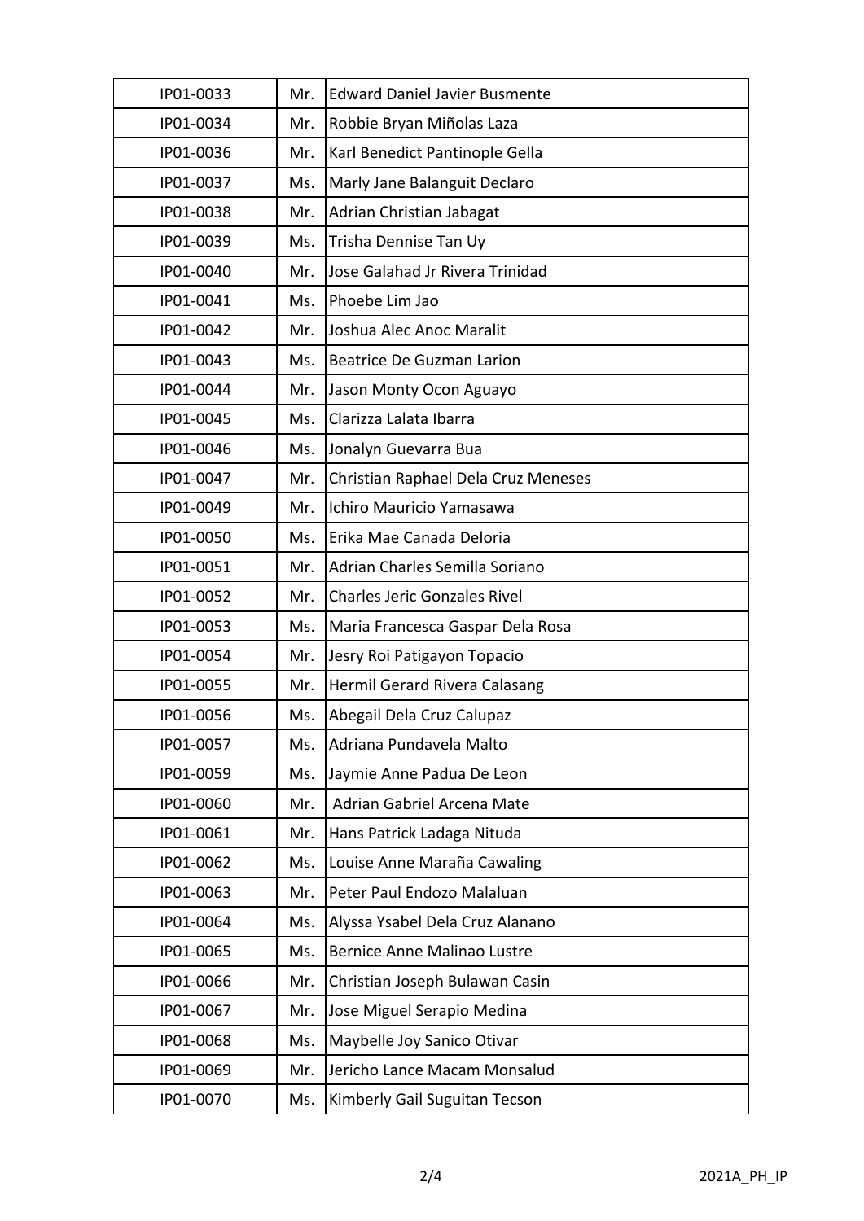| IP01-0033 | Mr. | Edward Daniel Javier Busmente |
|---|---|---|
| IP01-0034 | Mr. | Robbie Bryan Miñolas Laza |
| IP01-0036 | Mr. | Karl Benedict Pantinople Gella |
| IP01-0037 | Ms. | Marly Jane Balanguit Declaro |
| IP01-0038 | Mr. | Adrian Christian Jabagat |
| IP01-0039 | Ms. | Trisha Dennise Tan Uy |
| IP01-0040 | Mr. | Jose Galahad Jr Rivera Trinidad |
| IP01-0041 | Ms. | Phoebe Lim Jao |
| IP01-0042 | Mr. | Joshua Alec Anoc Maralit |
| IP01-0043 | Ms. | Beatrice De Guzman Larion |
| IP01-0044 | Mr. | Jason Monty Ocon Aguayo |
| IP01-0045 | Ms. | Clarizza Lalata Ibarra |
| IP01-0046 | Ms. | Jonalyn Guevarra Bua |
| IP01-0047 | Mr. | Christian Raphael Dela Cruz Meneses |
| IP01-0049 | Mr. | Ichiro Mauricio Yamasawa |
| IP01-0050 | Ms. | Erika Mae Canada Deloria |
| IP01-0051 | Mr. | Adrian Charles Semilla Soriano |
| IP01-0052 | Mr. | Charles Jeric Gonzales Rivel |
| IP01-0053 | Ms. | Maria Francesca Gaspar Dela Rosa |
| IP01-0054 | Mr. | Jesry Roi Patigayon Topacio |
| IP01-0055 | Mr. | Hermil Gerard Rivera Calasang |
| IP01-0056 | Ms. | Abegail Dela Cruz Calupaz |
| IP01-0057 | Ms. | Adriana Pundavela Malto |
| IP01-0059 | Ms. | Jaymie Anne Padua De Leon |
| IP01-0060 | Mr. | Adrian Gabriel Arcena Mate |
| IP01-0061 | Mr. | Hans Patrick Ladaga Nituda |
| IP01-0062 | Ms. | Louise Anne Maraña Cawaling |
| IP01-0063 | Mr. | Peter Paul Endozo Malaluan |
| IP01-0064 | Ms. | Alyssa Ysabel Dela Cruz Alanano |
| IP01-0065 | Ms. | Bernice Anne Malinao Lustre |
| IP01-0066 | Mr. | Christian Joseph Bulawan Casin |
| IP01-0067 | Mr. | Jose Miguel Serapio Medina |
| IP01-0068 | Ms. | Maybelle Joy Sanico Otivar |
| IP01-0069 | Mr. | Jericho Lance Macam Monsalud |
| IP01-0070 | Ms. | Kimberly Gail Suguitan Tecson |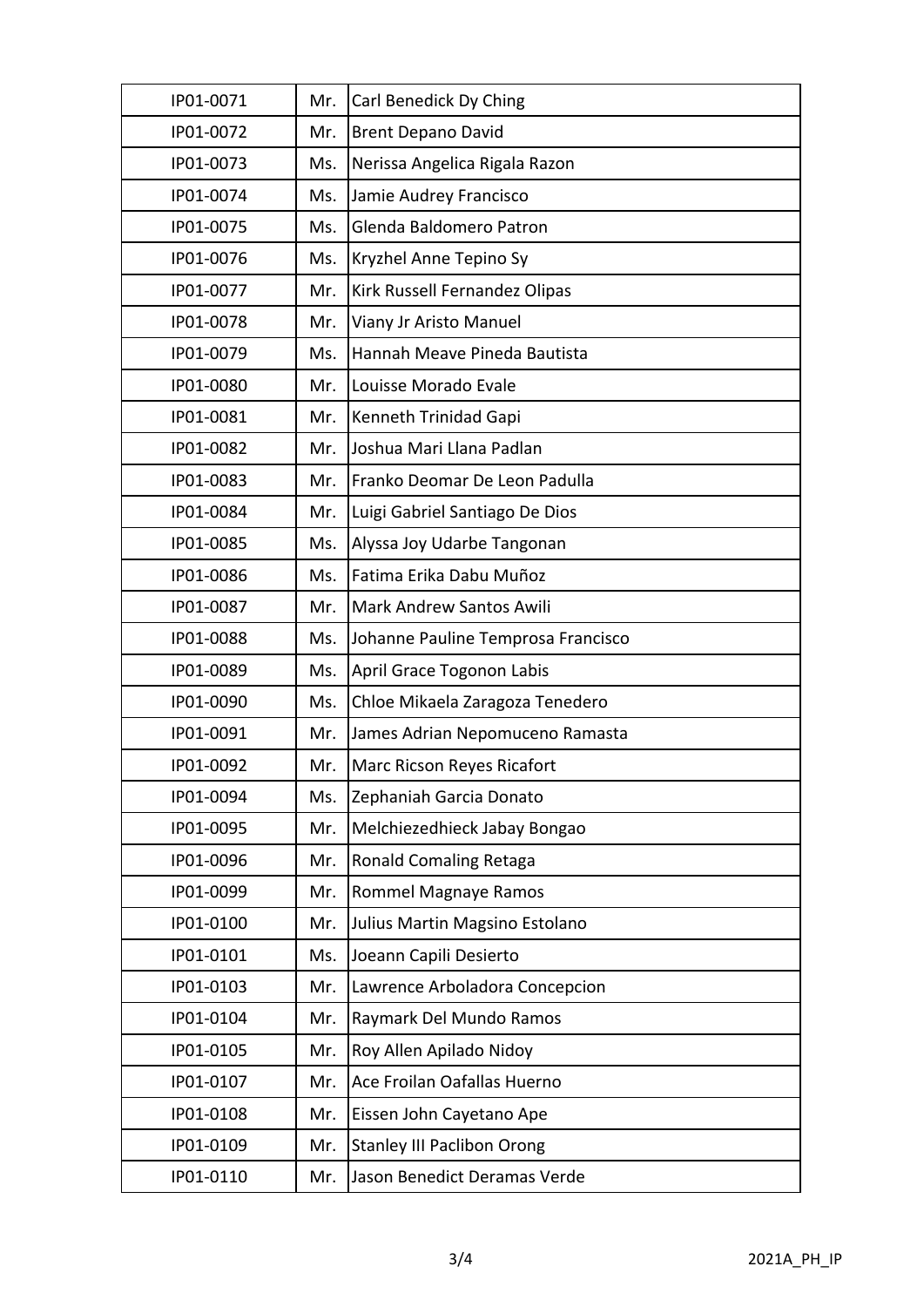| | | |
|---|---|---|
| IP01-0071 | Mr. | Carl Benedick Dy Ching |
| IP01-0072 | Mr. | Brent Depano David |
| IP01-0073 | Ms. | Nerissa Angelica Rigala Razon |
| IP01-0074 | Ms. | Jamie Audrey Francisco |
| IP01-0075 | Ms. | Glenda Baldomero Patron |
| IP01-0076 | Ms. | Kryzhel Anne Tepino Sy |
| IP01-0077 | Mr. | Kirk Russell Fernandez Olipas |
| IP01-0078 | Mr. | Viany Jr Aristo Manuel |
| IP01-0079 | Ms. | Hannah Meave Pineda Bautista |
| IP01-0080 | Mr. | Louisse Morado Evale |
| IP01-0081 | Mr. | Kenneth Trinidad Gapi |
| IP01-0082 | Mr. | Joshua Mari Llana Padlan |
| IP01-0083 | Mr. | Franko Deomar De Leon Padulla |
| IP01-0084 | Mr. | Luigi Gabriel Santiago De Dios |
| IP01-0085 | Ms. | Alyssa Joy Udarbe Tangonan |
| IP01-0086 | Ms. | Fatima Erika Dabu Muñoz |
| IP01-0087 | Mr. | Mark Andrew Santos Awili |
| IP01-0088 | Ms. | Johanne Pauline Temprosa Francisco |
| IP01-0089 | Ms. | April Grace Togonon Labis |
| IP01-0090 | Ms. | Chloe Mikaela Zaragoza Tenedero |
| IP01-0091 | Mr. | James Adrian Nepomuceno Ramasta |
| IP01-0092 | Mr. | Marc Ricson Reyes Ricafort |
| IP01-0094 | Ms. | Zephaniah Garcia Donato |
| IP01-0095 | Mr. | Melchiezedhieck Jabay Bongao |
| IP01-0096 | Mr. | Ronald Comaling Retaga |
| IP01-0099 | Mr. | Rommel Magnaye Ramos |
| IP01-0100 | Mr. | Julius Martin Magsino Estolano |
| IP01-0101 | Ms. | Joeann Capili Desierto |
| IP01-0103 | Mr. | Lawrence Arboladora Concepcion |
| IP01-0104 | Mr. | Raymark Del Mundo Ramos |
| IP01-0105 | Mr. | Roy Allen Apilado Nidoy |
| IP01-0107 | Mr. | Ace Froilan Oafallas Huerno |
| IP01-0108 | Mr. | Eissen John Cayetano Ape |
| IP01-0109 | Mr. | Stanley III Paclibon Orong |
| IP01-0110 | Mr. | Jason Benedict Deramas Verde |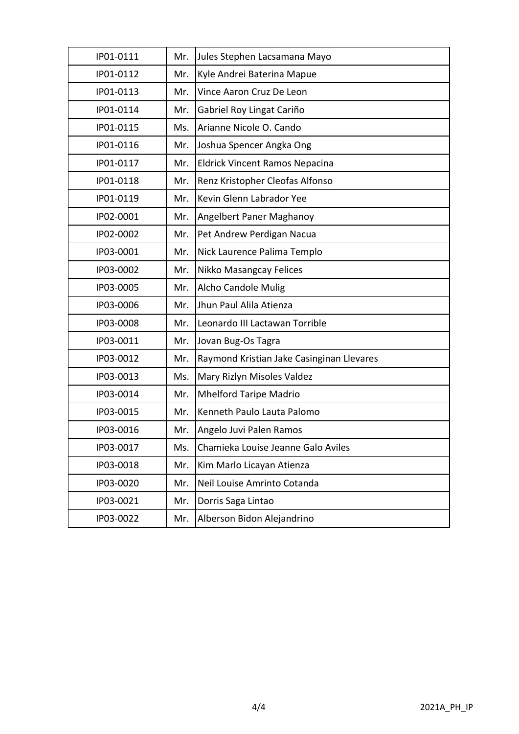| | | |
|---|---|---|
| IP01-0111 | Mr. | Jules Stephen Lacsamana Mayo |
| IP01-0112 | Mr. | Kyle Andrei Baterina Mapue |
| IP01-0113 | Mr. | Vince Aaron Cruz De Leon |
| IP01-0114 | Mr. | Gabriel Roy Lingat Cariño |
| IP01-0115 | Ms. | Arianne Nicole O. Cando |
| IP01-0116 | Mr. | Joshua Spencer Angka Ong |
| IP01-0117 | Mr. | Eldrick Vincent Ramos Nepacina |
| IP01-0118 | Mr. | Renz Kristopher Cleofas Alfonso |
| IP01-0119 | Mr. | Kevin Glenn Labrador Yee |
| IP02-0001 | Mr. | Angelbert Paner Maghanoy |
| IP02-0002 | Mr. | Pet Andrew Perdigan Nacua |
| IP03-0001 | Mr. | Nick Laurence Palima Templo |
| IP03-0002 | Mr. | Nikko Masangcay Felices |
| IP03-0005 | Mr. | Alcho Candole Mulig |
| IP03-0006 | Mr. | Jhun Paul Alila Atienza |
| IP03-0008 | Mr. | Leonardo III Lactawan Torrible |
| IP03-0011 | Mr. | Jovan Bug-Os Tagra |
| IP03-0012 | Mr. | Raymond Kristian Jake Casinginan Llevares |
| IP03-0013 | Ms. | Mary Rizlyn Misoles Valdez |
| IP03-0014 | Mr. | Mhelford Taripe Madrio |
| IP03-0015 | Mr. | Kenneth Paulo Lauta Palomo |
| IP03-0016 | Mr. | Angelo Juvi Palen Ramos |
| IP03-0017 | Ms. | Chamieka Louise Jeanne Galo Aviles |
| IP03-0018 | Mr. | Kim Marlo Licayan Atienza |
| IP03-0020 | Mr. | Neil Louise Amrinto Cotanda |
| IP03-0021 | Mr. | Dorris Saga Lintao |
| IP03-0022 | Mr. | Alberson Bidon Alejandrino |